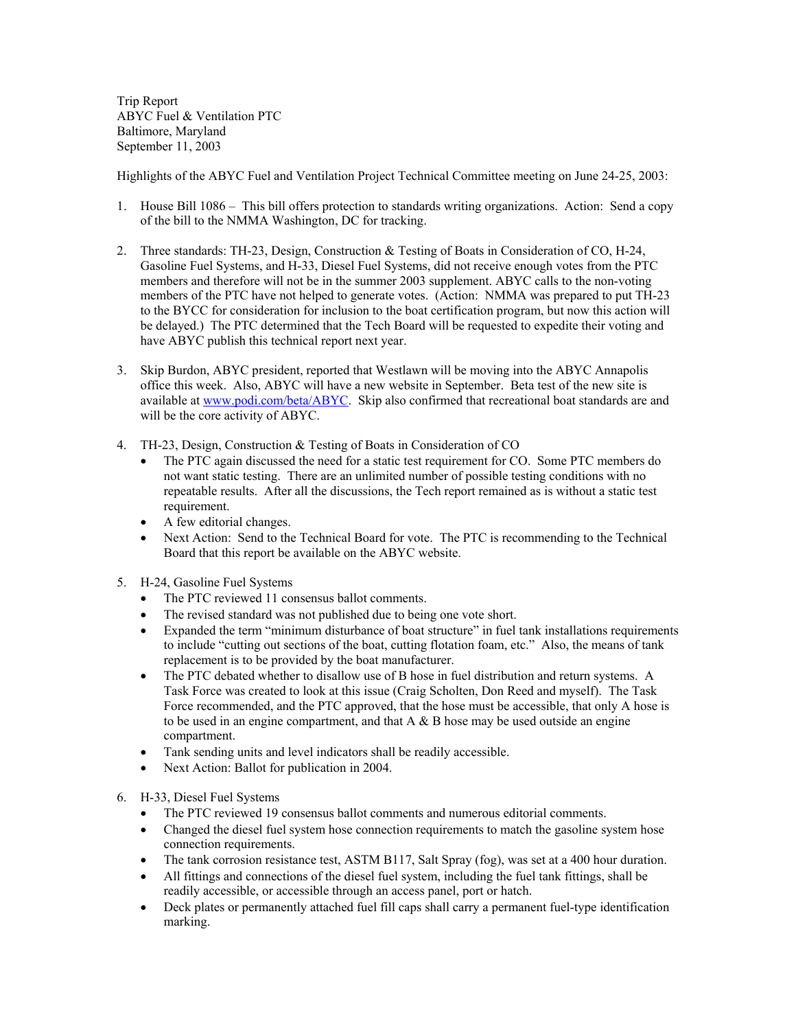Trip Report
ABYC Fuel & Ventilation PTC
Baltimore, Maryland
September 11, 2003

Highlights of the ABYC Fuel and Ventilation Project Technical Committee meeting on June 24-25, 2003:

1. House Bill 1086 – This bill offers protection to standards writing organizations. Action: Send a copy of the bill to the NMMA Washington, DC for tracking.

2. Three standards: TH-23, Design, Construction & Testing of Boats in Consideration of CO, H-24, Gasoline Fuel Systems, and H-33, Diesel Fuel Systems, did not receive enough votes from the PTC members and therefore will not be in the summer 2003 supplement. ABYC calls to the non-voting members of the PTC have not helped to generate votes. (Action: NMMA was prepared to put TH-23 to the BYCC for consideration for inclusion to the boat certification program, but now this action will be delayed.) The PTC determined that the Tech Board will be requested to expedite their voting and have ABYC publish this technical report next year.

3. Skip Burdon, ABYC president, reported that Westlawn will be moving into the ABYC Annapolis office this week. Also, ABYC will have a new website in September. Beta test of the new site is available at [www.podi.com/beta/ABYC](www.podi.com/beta/ABYC). Skip also confirmed that recreational boat standards are and will be the core activity of ABYC.

4. TH-23, Design, Construction & Testing of Boats in Consideration of CO
   - The PTC again discussed the need for a static test requirement for CO. Some PTC members do not want static testing. There are an unlimited number of possible testing conditions with no repeatable results. After all the discussions, the Tech report remained as is without a static test requirement.
   - A few editorial changes.
   - Next Action: Send to the Technical Board for vote. The PTC is recommending to the Technical Board that this report be available on the ABYC website.

5. H-24, Gasoline Fuel Systems
   - The PTC reviewed 11 consensus ballot comments.
   - The revised standard was not published due to being one vote short.
   - Expanded the term "minimum disturbance of boat structure" in fuel tank installations requirements to include "cutting out sections of the boat, cutting flotation foam, etc." Also, the means of tank replacement is to be provided by the boat manufacturer.
   - The PTC debated whether to disallow use of B hose in fuel distribution and return systems. A Task Force was created to look at this issue (Craig Scholten, Don Reed and myself). The Task Force recommended, and the PTC approved, that the hose must be accessible, that only A hose is to be used in an engine compartment, and that A & B hose may be used outside an engine compartment.
   - Tank sending units and level indicators shall be readily accessible.
   - Next Action: Ballot for publication in 2004.

6. H-33, Diesel Fuel Systems
   - The PTC reviewed 19 consensus ballot comments and numerous editorial comments.
   - Changed the diesel fuel system hose connection requirements to match the gasoline system hose connection requirements.
   - The tank corrosion resistance test, ASTM B117, Salt Spray (fog), was set at a 400 hour duration.
   - All fittings and connections of the diesel fuel system, including the fuel tank fittings, shall be readily accessible, or accessible through an access panel, port or hatch.
   - Deck plates or permanently attached fuel fill caps shall carry a permanent fuel-type identification marking.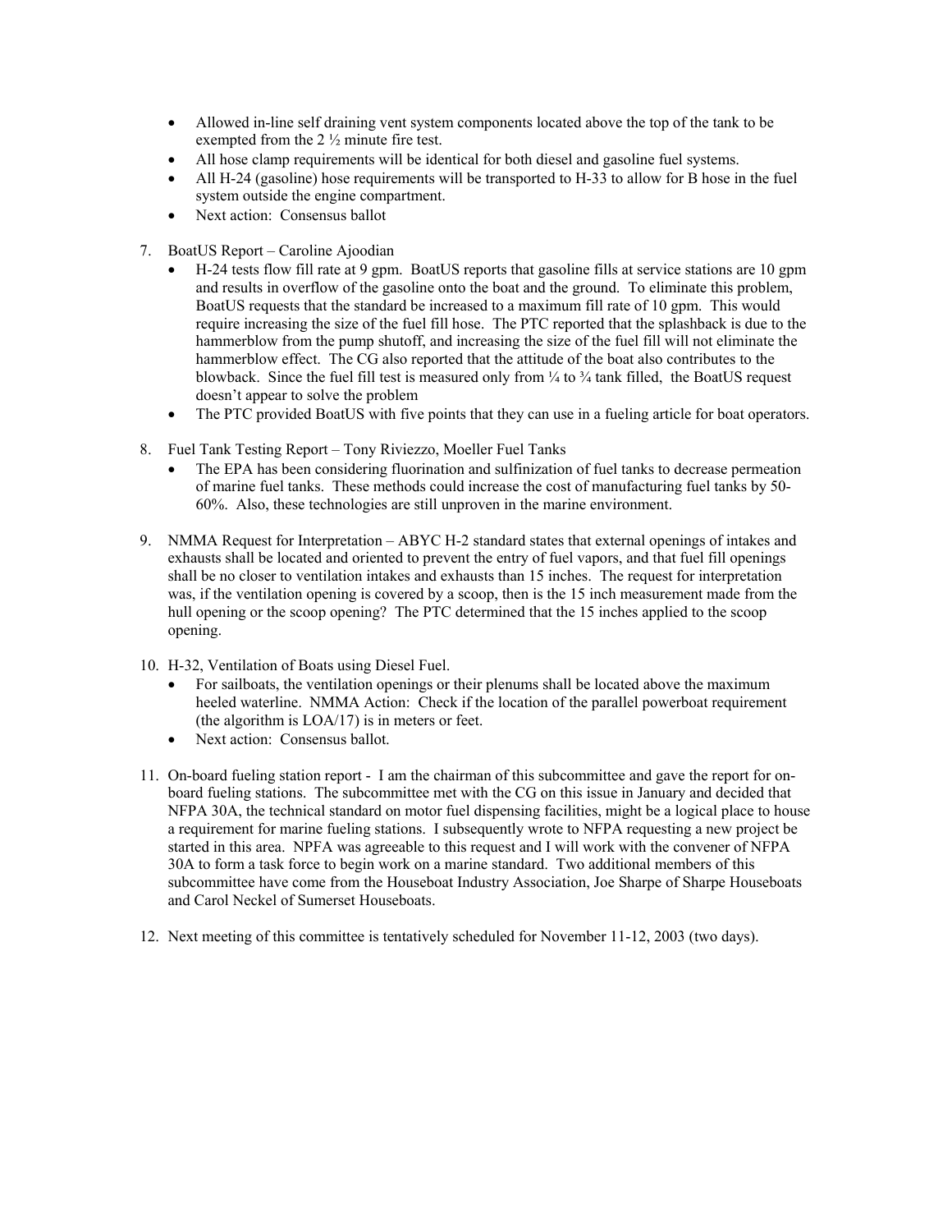- Allowed in-line self draining vent system components located above the top of the tank to be exempted from the 2 ½ minute fire test.
- All hose clamp requirements will be identical for both diesel and gasoline fuel systems.
- All H-24 (gasoline) hose requirements will be transported to H-33 to allow for B hose in the fuel system outside the engine compartment.
- Next action: Consensus ballot

7. BoatUS Report – Caroline Ajoodian
   - H-24 tests flow fill rate at 9 gpm. BoatUS reports that gasoline fills at service stations are 10 gpm and results in overflow of the gasoline onto the boat and the ground. To eliminate this problem, BoatUS requests that the standard be increased to a maximum fill rate of 10 gpm. This would require increasing the size of the fuel fill hose. The PTC reported that the splashback is due to the hammerblow from the pump shutoff, and increasing the size of the fuel fill will not eliminate the hammerblow effect. The CG also reported that the attitude of the boat also contributes to the blowback. Since the fuel fill test is measured only from ¼ to ¾ tank filled, the BoatUS request doesn't appear to solve the problem
   - The PTC provided BoatUS with five points that they can use in a fueling article for boat operators.

8. Fuel Tank Testing Report – Tony Riviezzo, Moeller Fuel Tanks
   - The EPA has been considering fluorination and sulfinization of fuel tanks to decrease permeation of marine fuel tanks. These methods could increase the cost of manufacturing fuel tanks by 50-60%. Also, these technologies are still unproven in the marine environment.

9. NMMA Request for Interpretation – ABYC H-2 standard states that external openings of intakes and exhausts shall be located and oriented to prevent the entry of fuel vapors, and that fuel fill openings shall be no closer to ventilation intakes and exhausts than 15 inches. The request for interpretation was, if the ventilation opening is covered by a scoop, then is the 15 inch measurement made from the hull opening or the scoop opening? The PTC determined that the 15 inches applied to the scoop opening.

10. H-32, Ventilation of Boats using Diesel Fuel.
    - For sailboats, the ventilation openings or their plenums shall be located above the maximum heeled waterline. NMMA Action: Check if the location of the parallel powerboat requirement (the algorithm is LOA/17) is in meters or feet.
    - Next action: Consensus ballot.

11. On-board fueling station report - I am the chairman of this subcommittee and gave the report for on-board fueling stations. The subcommittee met with the CG on this issue in January and decided that NFPA 30A, the technical standard on motor fuel dispensing facilities, might be a logical place to house a requirement for marine fueling stations. I subsequently wrote to NFPA requesting a new project be started in this area. NPFA was agreeable to this request and I will work with the convener of NFPA 30A to form a task force to begin work on a marine standard. Two additional members of this subcommittee have come from the Houseboat Industry Association, Joe Sharpe of Sharpe Houseboats and Carol Neckel of Sumerset Houseboats.

12. Next meeting of this committee is tentatively scheduled for November 11-12, 2003 (two days).